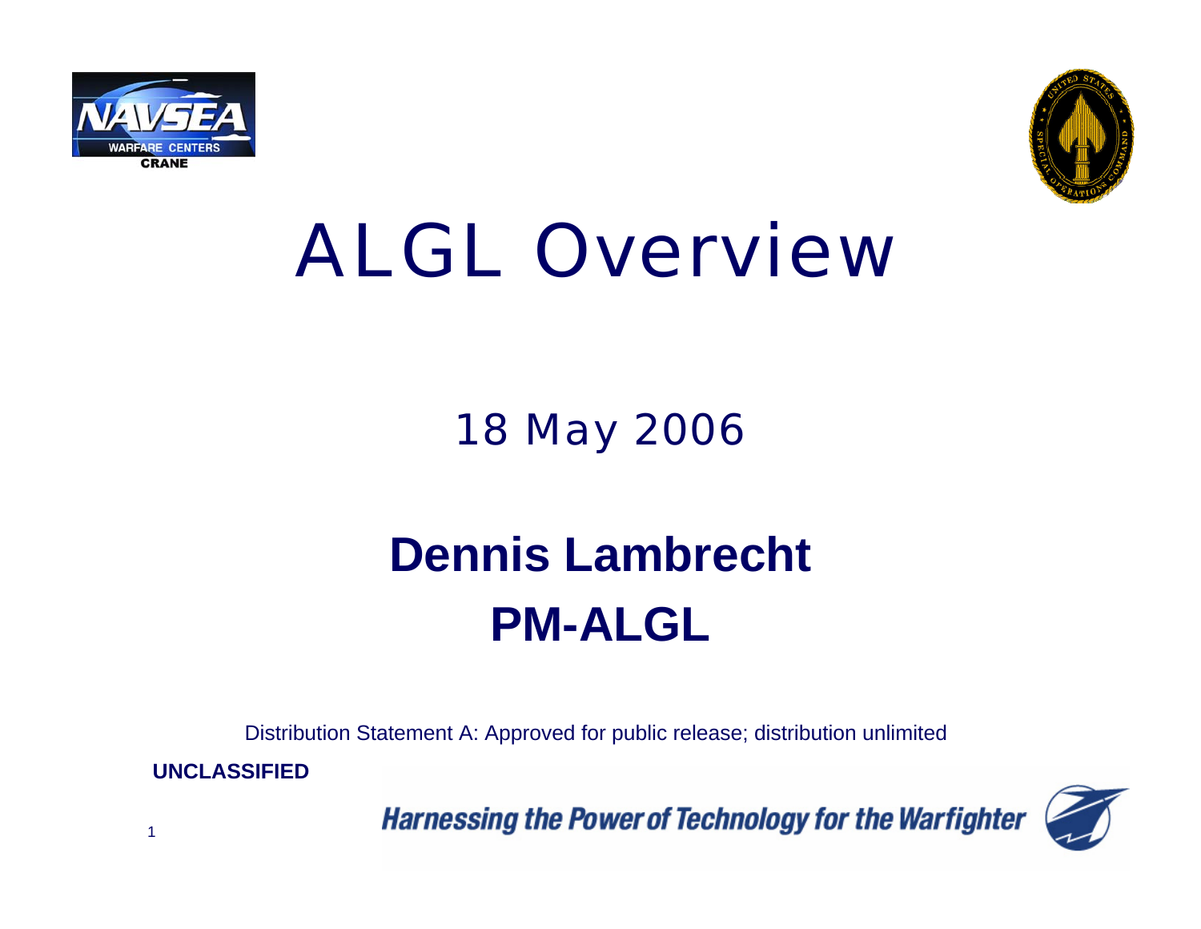# ALGL Overview

18 May 2006

**Dennis Lambrecht**
**PM-ALGL**

Distribution Statement A: Approved for public release; distribution unlimited

**UNCLASSIFIED**

*Harnessing the Power of Technology for the Warfighter*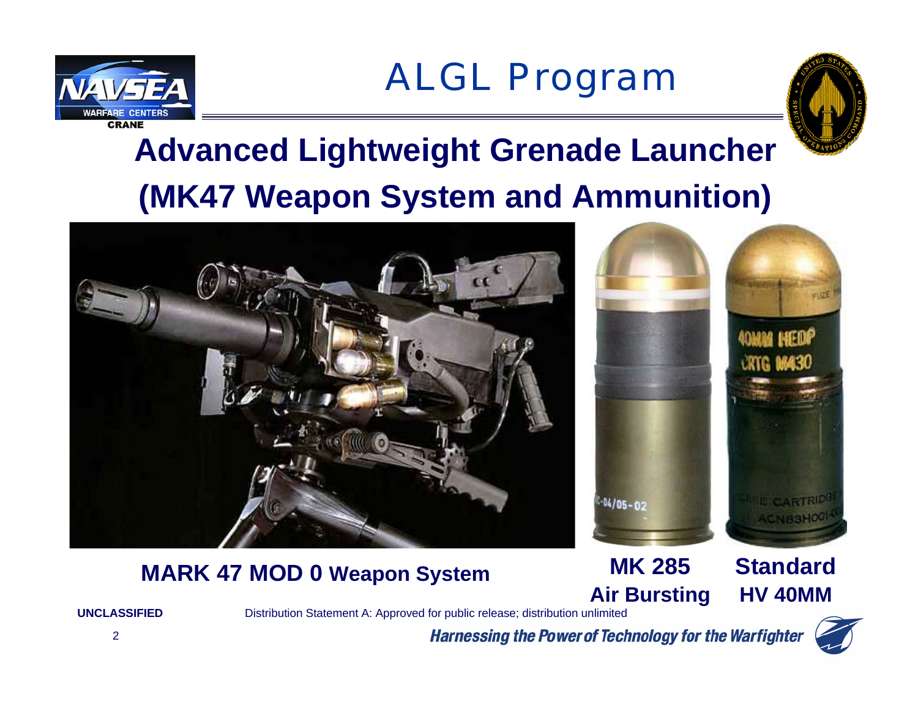# ALGL Program

## Advanced Lightweight Grenade Launcher (MK47 Weapon System and Ammunition)

**MARK 47 MOD 0 Weapon System**

**MK 285 Air Bursting**

**Standard HV 40MM**

**UNCLASSIFIED**

Distribution Statement A: Approved for public release; distribution unlimited

*Harnessing the Power of Technology for the Warfighter*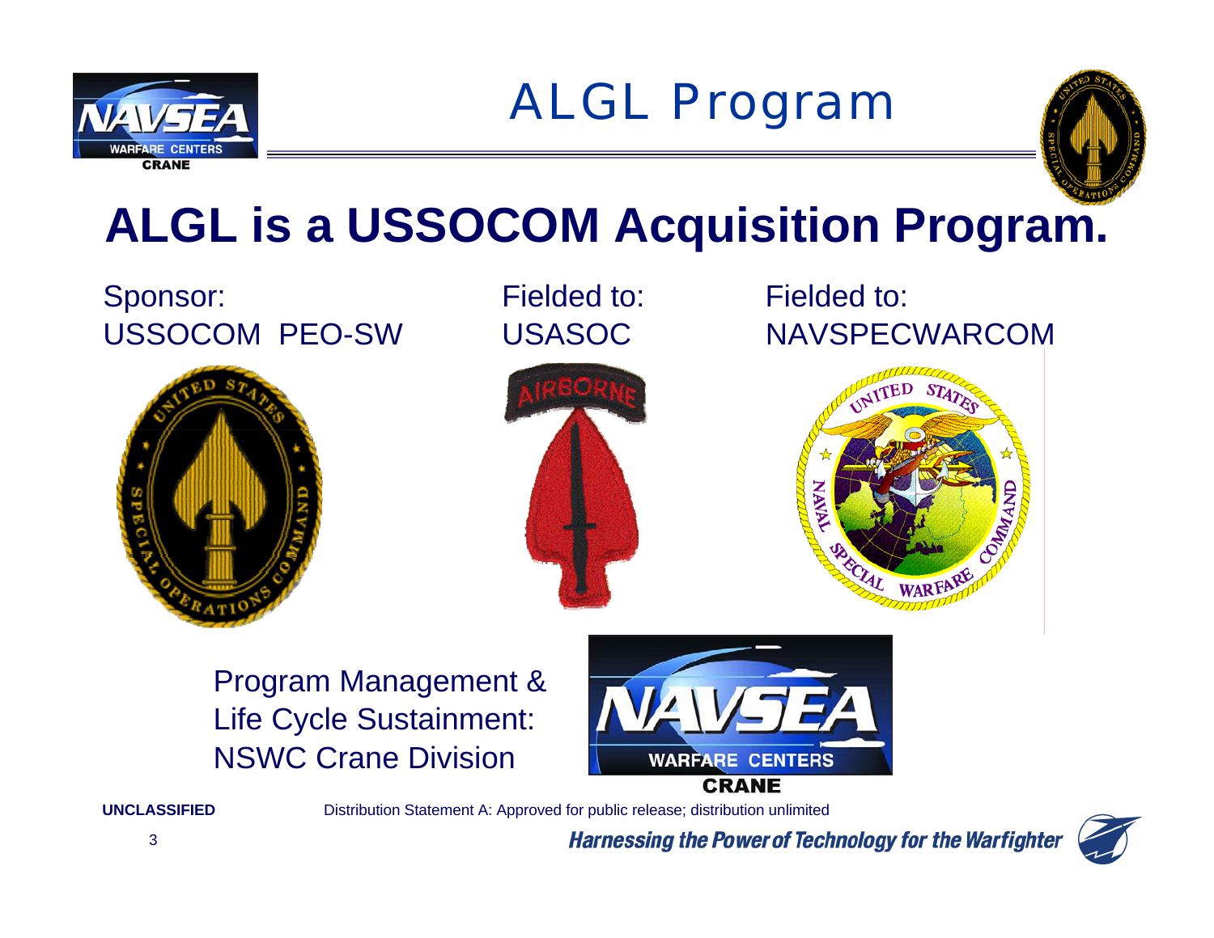# ALGL Program

## ALGL is a USSOCOM Acquisition Program.

Sponsor:
USSOCOM PEO-SW

Fielded to:
USASOC

Fielded to:
NAVSPECWARCOM

Program Management & Life Cycle Sustainment: NSWC Crane Division

UNCLASSIFIED

Distribution Statement A: Approved for public release; distribution unlimited

*Harnessing the Power of Technology for the Warfighter*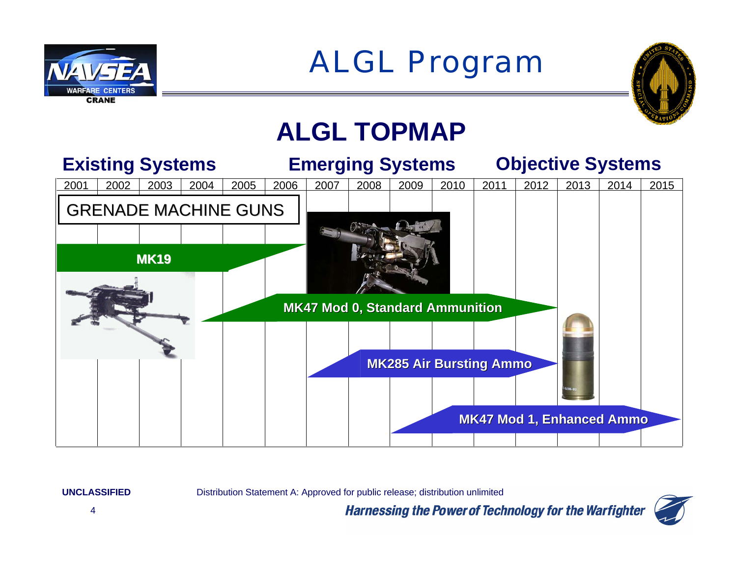# ALGL Program

## ALGL TOPMAP

| Existing Systems | | | | | | Emerging Systems | | | | Objective Systems | | | | |
|---|---|---|---|---|---|---|---|---|---|---|---|---|---|---|
| 2001 | 2002 | 2003 | 2004 | 2005 | 2006 | 2007 | 2008 | 2009 | 2010 | 2011 | 2012 | 2013 | 2014 | 2015 |

GRENADE MACHINE GUNS

- **MK19**
- **MK47 Mod 0, Standard Ammunition**
- **MK285 Air Bursting Ammo**
- **MK47 Mod 1, Enhanced Ammo**

**UNCLASSIFIED**

Distribution Statement A: Approved for public release; distribution unlimited

*Harnessing the Power of Technology for the Warfighter*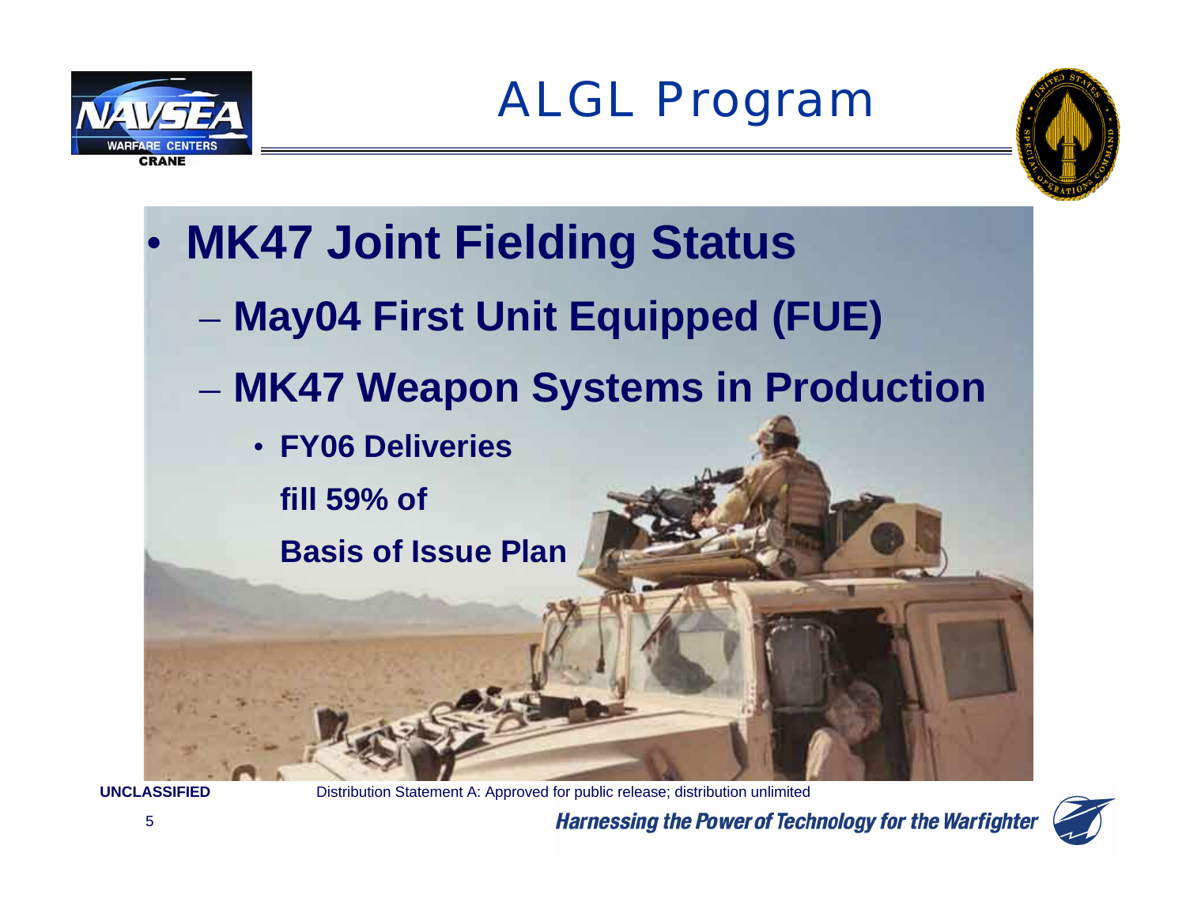# ALGL Program

- **MK47 Joint Fielding Status**
  - **May04 First Unit Equipped (FUE)**
  - **MK47 Weapon Systems in Production**
    - **FY06 Deliveries fill 59% of Basis of Issue Plan**

UNCLASSIFIED

Distribution Statement A: Approved for public release; distribution unlimited

*Harnessing the Power of Technology for the Warfighter*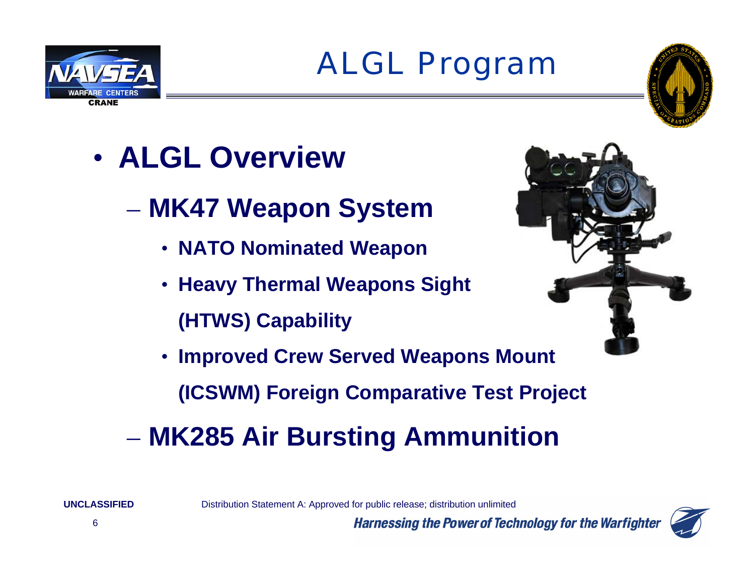# ALGL Program

- **ALGL Overview**
  - **MK47 Weapon System**
    - **NATO Nominated Weapon**
    - **Heavy Thermal Weapons Sight (HTWS) Capability**
    - **Improved Crew Served Weapons Mount (ICSWM) Foreign Comparative Test Project**
  - **MK285 Air Bursting Ammunition**

UNCLASSIFIED

Distribution Statement A: Approved for public release; distribution unlimited

*Harnessing the Power of Technology for the Warfighter*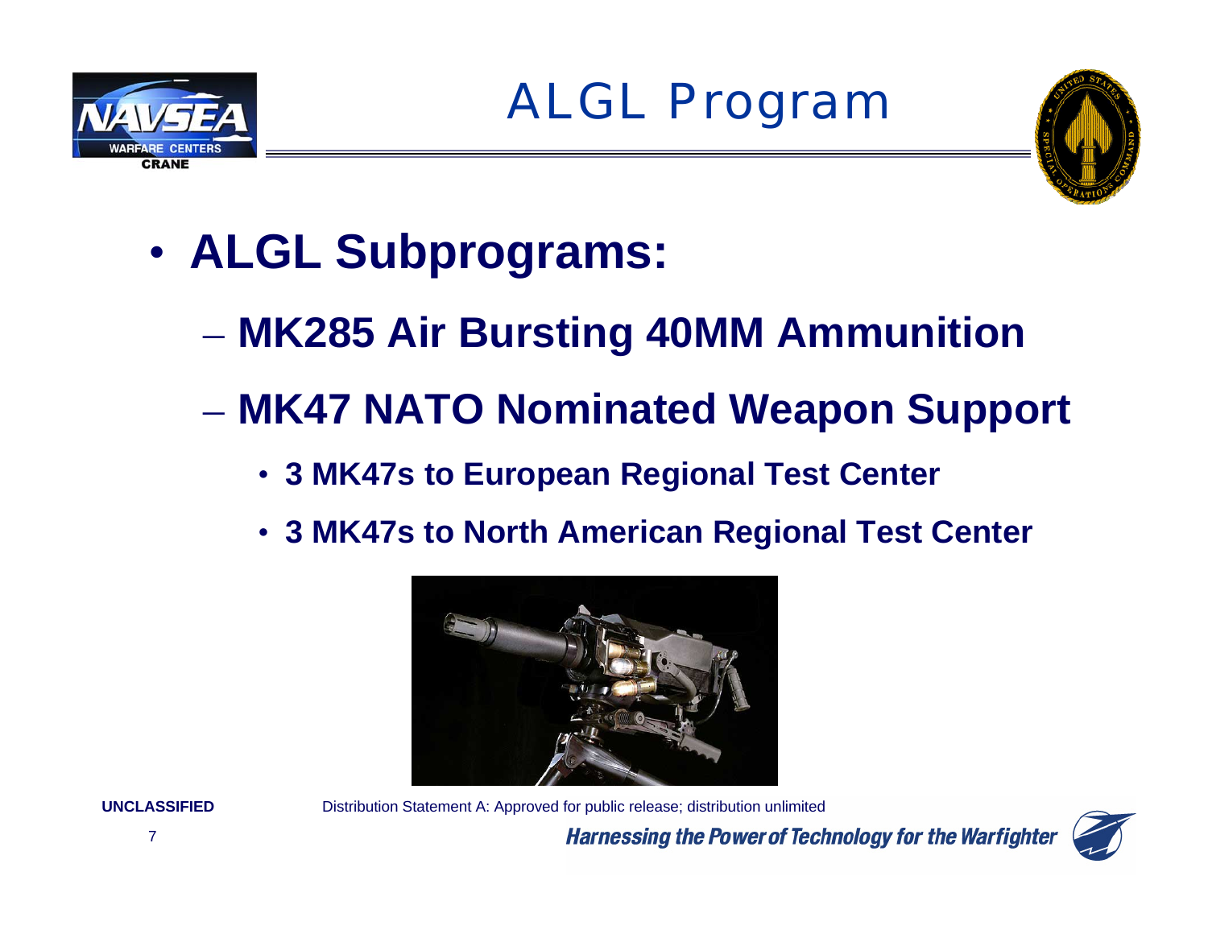# ALGL Program

- **ALGL Subprograms:**
  - **MK285 Air Bursting 40MM Ammunition**
  - **MK47 NATO Nominated Weapon Support**
    - **3 MK47s to European Regional Test Center**
    - **3 MK47s to North American Regional Test Center**

**UNCLASSIFIED**

Distribution Statement A: Approved for public release; distribution unlimited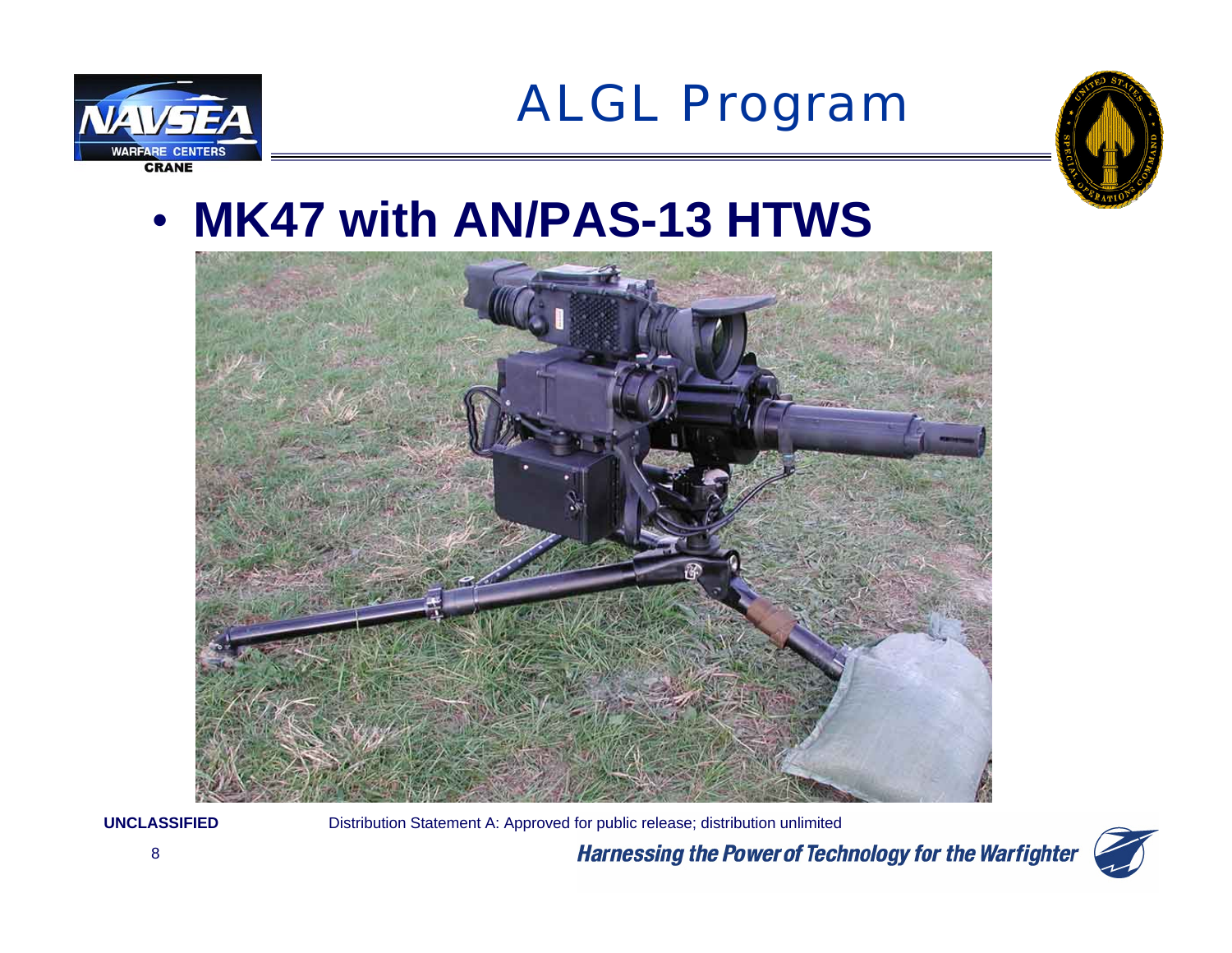# ALGL Program

- **MK47 with AN/PAS-13 HTWS**

UNCLASSIFIED

Distribution Statement A: Approved for public release; distribution unlimited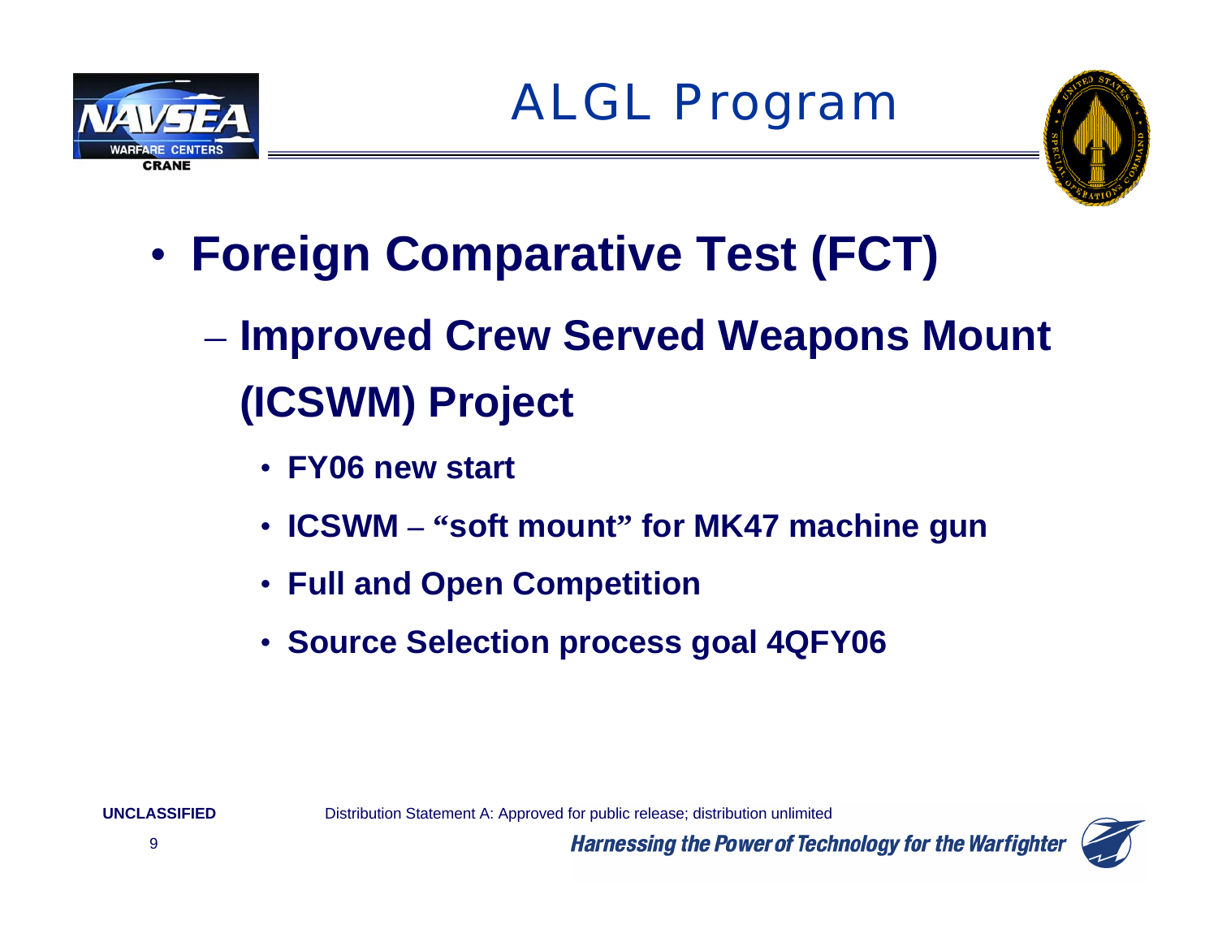# ALGL Program

- **Foreign Comparative Test (FCT)**
  - **Improved Crew Served Weapons Mount (ICSWM) Project**
    - **FY06 new start**
    - **ICSWM – "soft mount" for MK47 machine gun**
    - **Full and Open Competition**
    - **Source Selection process goal 4QFY06**

**UNCLASSIFIED**

Distribution Statement A: Approved for public release; distribution unlimited

*Harnessing the Power of Technology for the Warfighter*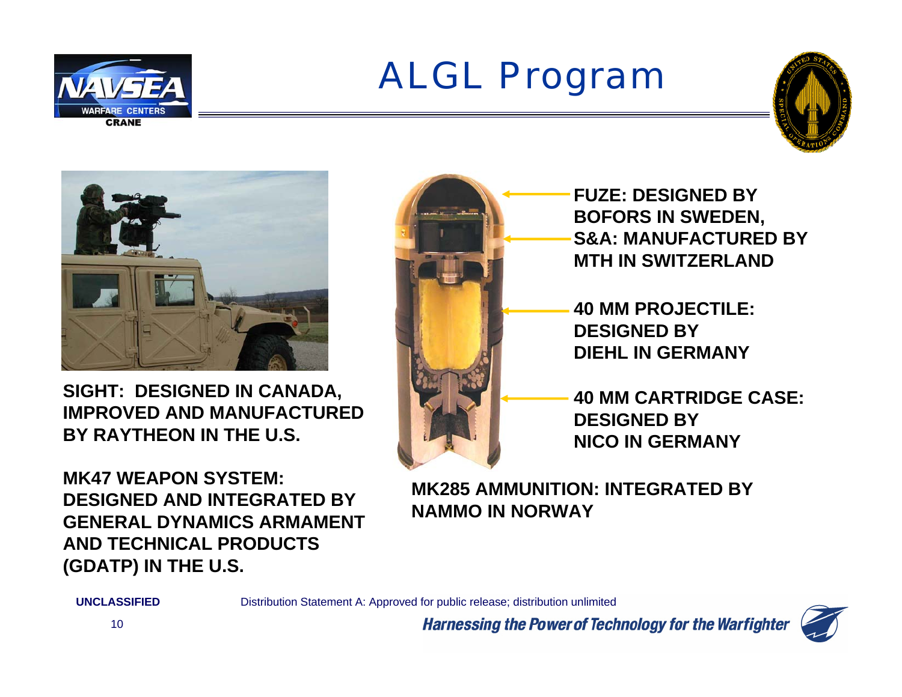# ALGL Program

**SIGHT: DESIGNED IN CANADA, IMPROVED AND MANUFACTURED BY RAYTHEON IN THE U.S.**

**MK47 WEAPON SYSTEM: DESIGNED AND INTEGRATED BY GENERAL DYNAMICS ARMAMENT AND TECHNICAL PRODUCTS (GDATP) IN THE U.S.**

**FUZE: DESIGNED BY BOFORS IN SWEDEN, S&A: MANUFACTURED BY MTH IN SWITZERLAND**

**40 MM PROJECTILE: DESIGNED BY DIEHL IN GERMANY**

**40 MM CARTRIDGE CASE: DESIGNED BY NICO IN GERMANY**

**MK285 AMMUNITION: INTEGRATED BY NAMMO IN NORWAY**

**UNCLASSIFIED**

Distribution Statement A: Approved for public release; distribution unlimited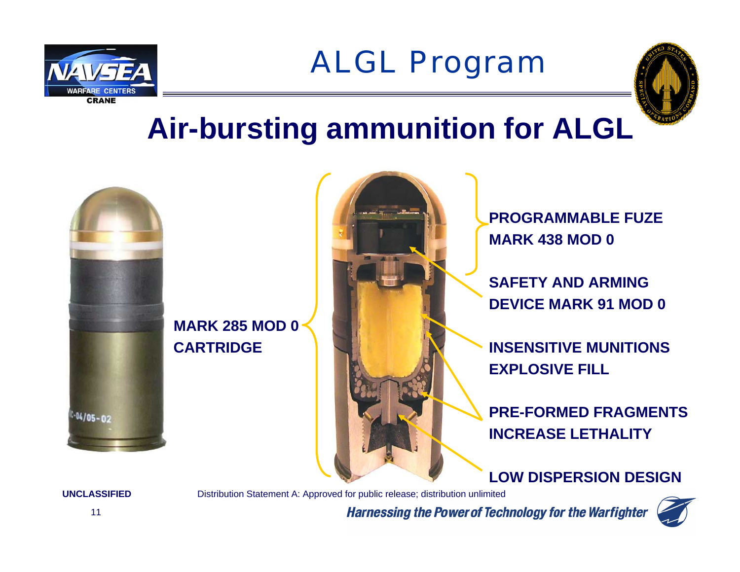# ALGL Program

## Air-bursting ammunition for ALGL

**MARK 285 MOD 0 CARTRIDGE**

**PROGRAMMABLE FUZE MARK 438 MOD 0**

**SAFETY AND ARMING DEVICE MARK 91 MOD 0**

**INSENSITIVE MUNITIONS EXPLOSIVE FILL**

**PRE-FORMED FRAGMENTS INCREASE LETHALITY**

**LOW DISPERSION DESIGN**

**UNCLASSIFIED**

Distribution Statement A: Approved for public release; distribution unlimited

*Harnessing the Power of Technology for the Warfighter*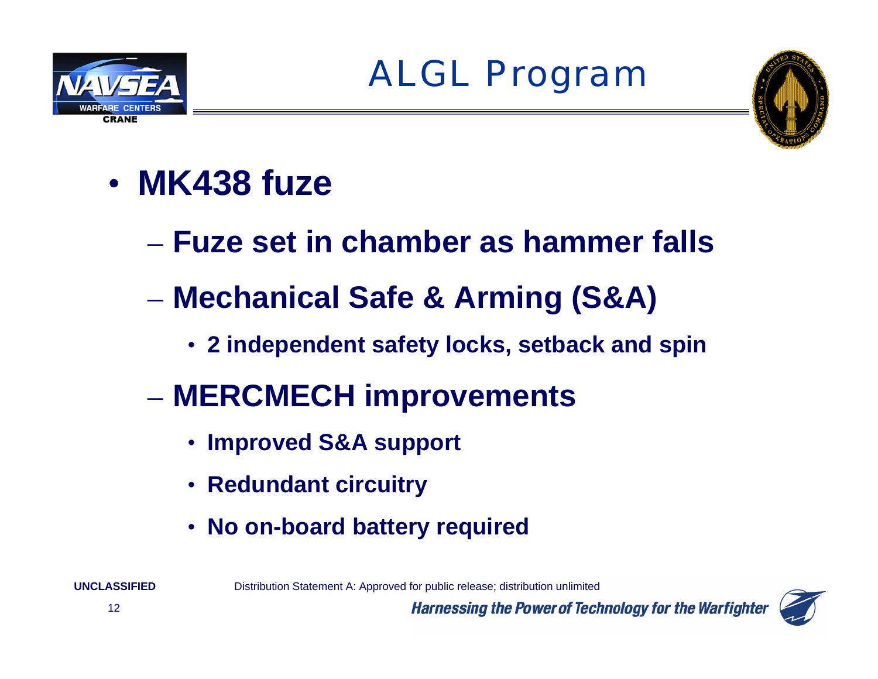# ALGL Program

- **MK438 fuze**
  - **Fuze set in chamber as hammer falls**
  - **Mechanical Safe & Arming (S&A)**
    - **2 independent safety locks, setback and spin**
  - **MERCMECH improvements**
    - **Improved S&A support**
    - **Redundant circuitry**
    - **No on-board battery required**

UNCLASSIFIED

Distribution Statement A: Approved for public release; distribution unlimited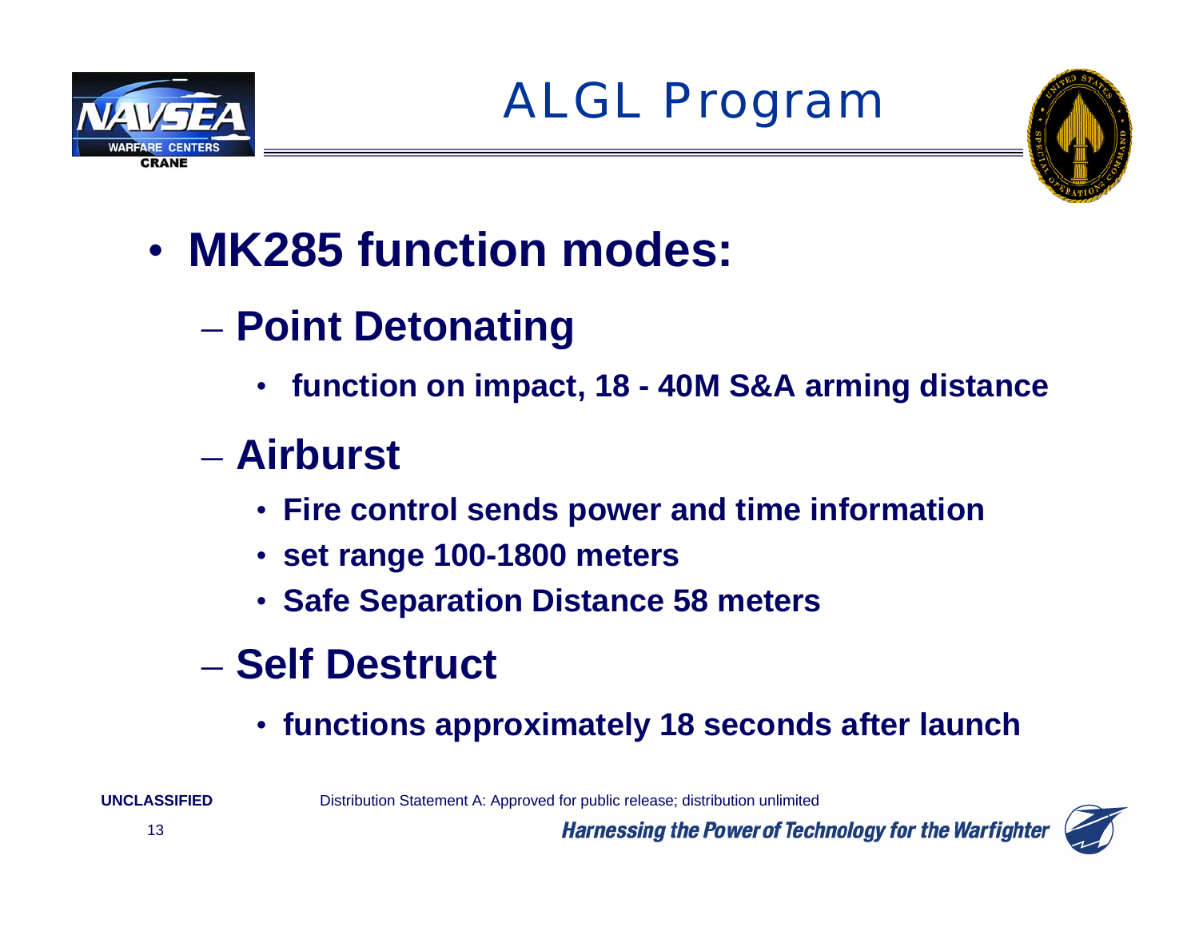# ALGL Program

- **MK285 function modes:**
  - **Point Detonating**
    - **function on impact, 18 - 40M S&A arming distance**
  - **Airburst**
    - **Fire control sends power and time information**
    - **set range 100-1800 meters**
    - **Safe Separation Distance 58 meters**
  - **Self Destruct**
    - **functions approximately 18 seconds after launch**

**UNCLASSIFIED**

Distribution Statement A: Approved for public release; distribution unlimited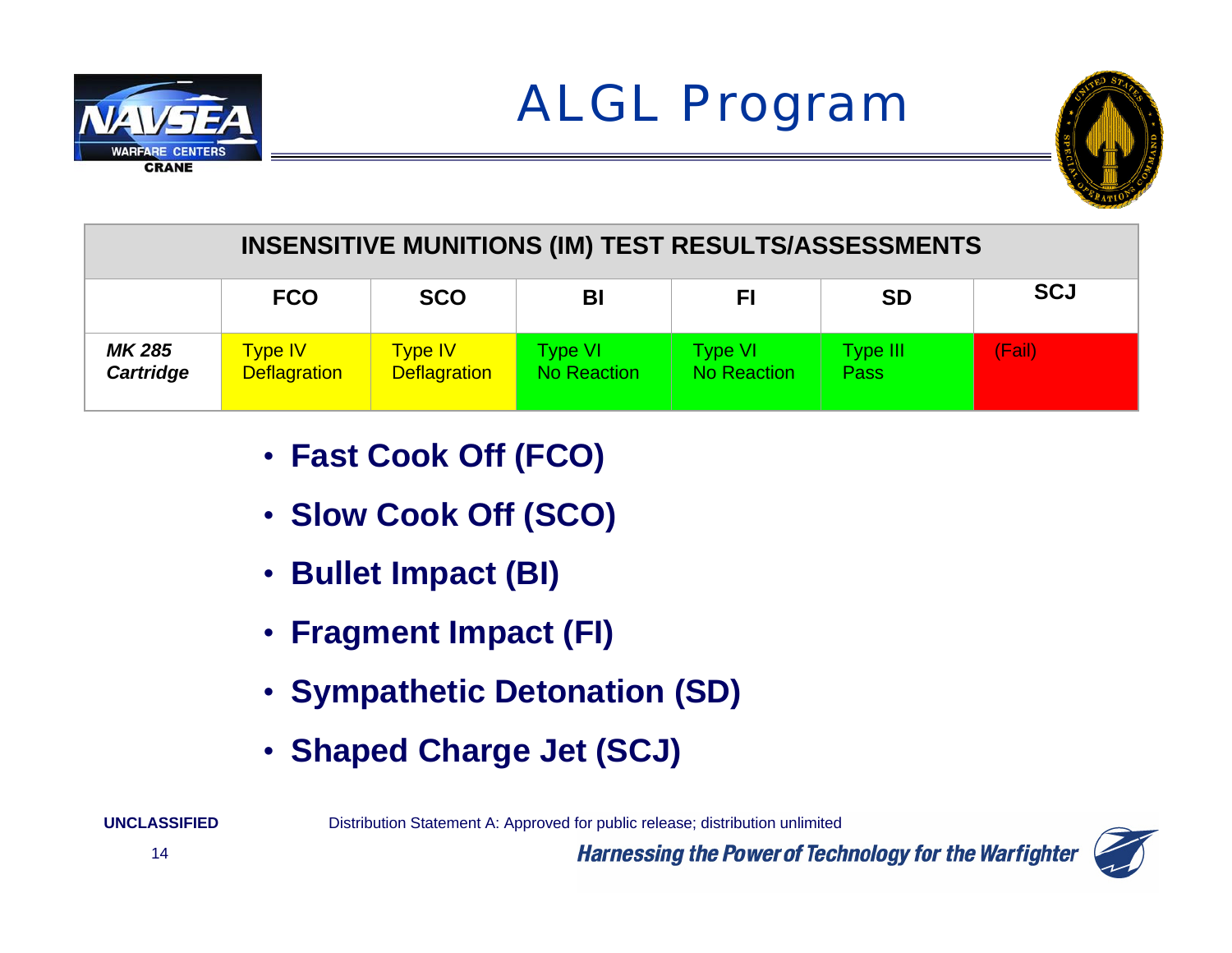# ALGL Program

| INSENSITIVE MUNITIONS (IM) TEST RESULTS/ASSESSMENTS | | | | | | |
|---|---|---|---|---|---|---|
| | **FCO** | **SCO** | **BI** | **FI** | **SD** | **SCJ** |
| ***MK 285 Cartridge*** | Type IV Deflagration | Type IV Deflagration | Type VI No Reaction | Type VI No Reaction | Type III Pass | (Fail) |

- **Fast Cook Off (FCO)**
- **Slow Cook Off (SCO)**
- **Bullet Impact (BI)**
- **Fragment Impact (FI)**
- **Sympathetic Detonation (SD)**
- **Shaped Charge Jet (SCJ)**

**UNCLASSIFIED**

Distribution Statement A: Approved for public release; distribution unlimited

*Harnessing the Power of Technology for the Warfighter*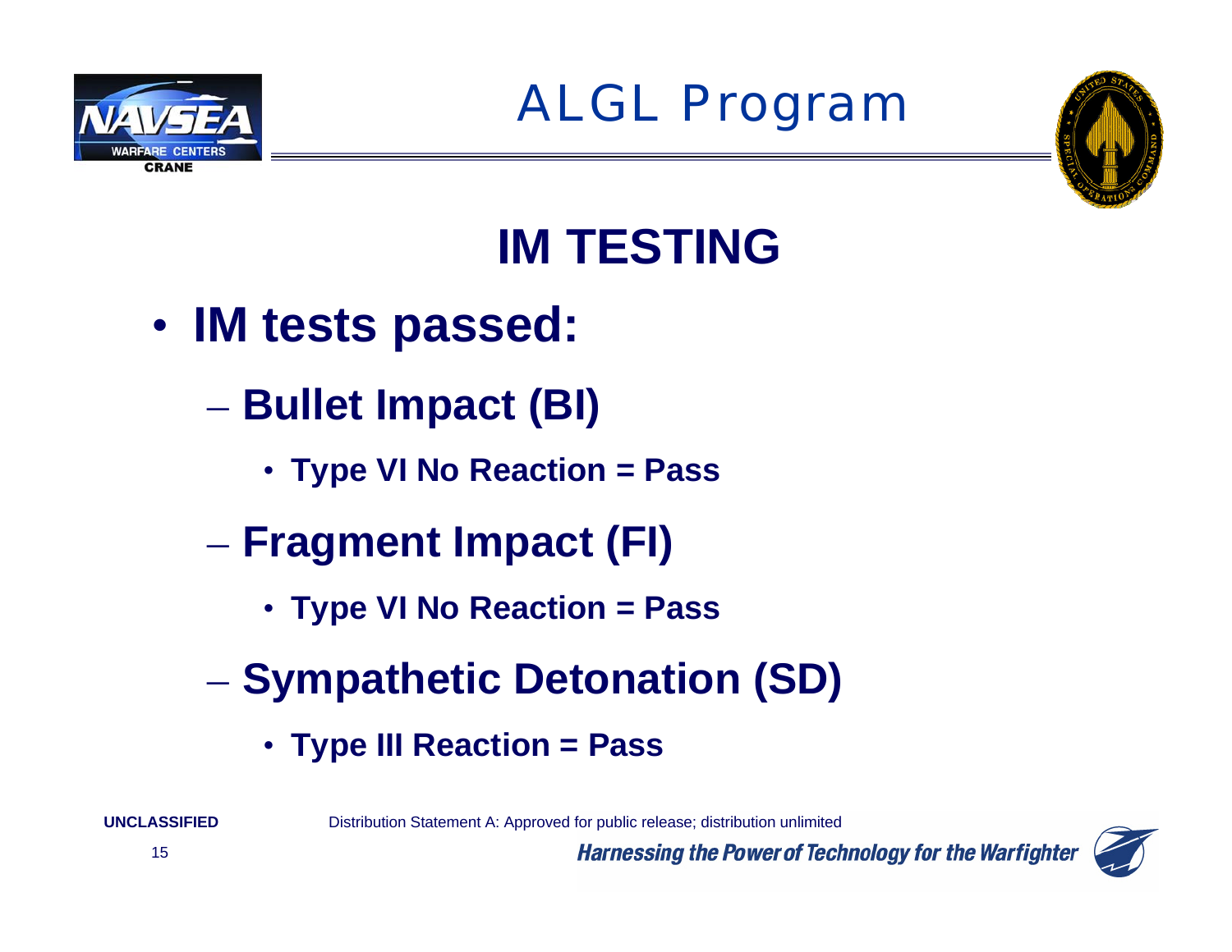# ALGL Program

## IM TESTING

- **IM tests passed:**
  - **Bullet Impact (BI)**
    - **Type VI No Reaction = Pass**
  - **Fragment Impact (FI)**
    - **Type VI No Reaction = Pass**
  - **Sympathetic Detonation (SD)**
    - **Type III Reaction = Pass**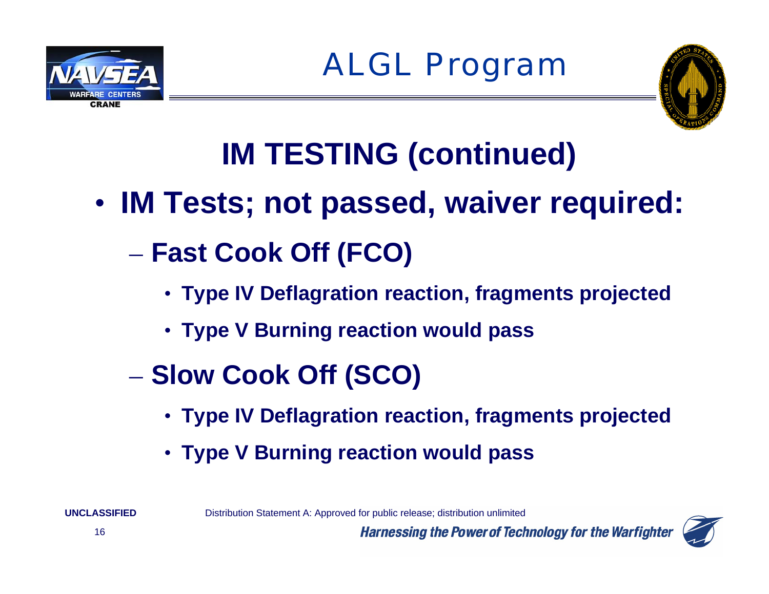# ALGL Program

## IM TESTING (continued)

- **IM Tests; not passed, waiver required:**
  - **Fast Cook Off (FCO)**
    - **Type IV Deflagration reaction, fragments projected**
    - **Type V Burning reaction would pass**
  - **Slow Cook Off (SCO)**
    - **Type IV Deflagration reaction, fragments projected**
    - **Type V Burning reaction would pass**

**UNCLASSIFIED**

Distribution Statement A: Approved for public release; distribution unlimited

*Harnessing the Power of Technology for the Warfighter*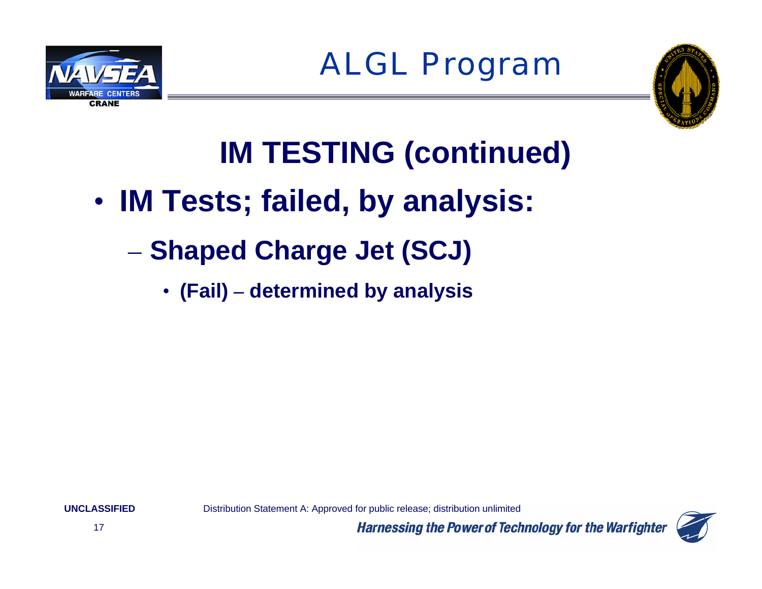# ALGL Program

## IM TESTING (continued)

- **IM Tests; failed, by analysis:**
  - **Shaped Charge Jet (SCJ)**
    - **(Fail) – determined by analysis**

**UNCLASSIFIED**

Distribution Statement A: Approved for public release; distribution unlimited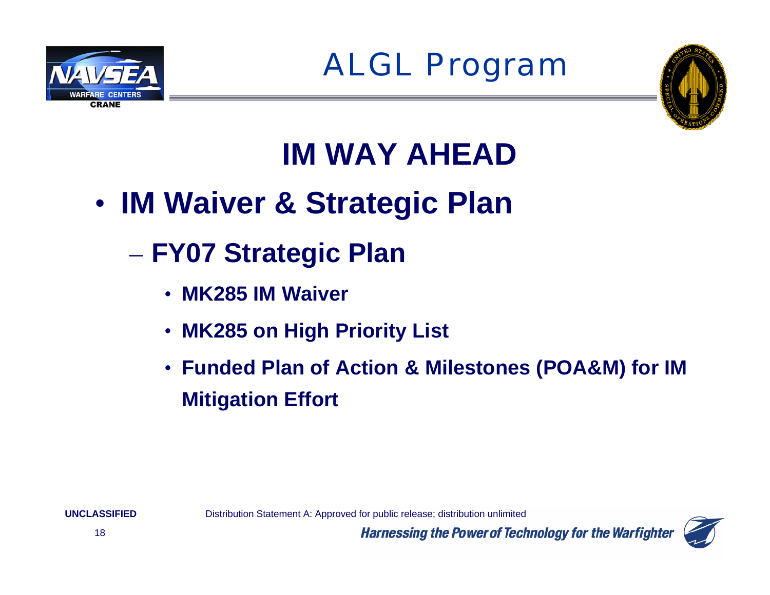# ALGL Program

## IM WAY AHEAD

- **IM Waiver & Strategic Plan**
  - **FY07 Strategic Plan**
    - **MK285 IM Waiver**
    - **MK285 on High Priority List**
    - **Funded Plan of Action & Milestones (POA&M) for IM Mitigation Effort**

UNCLASSIFIED

Distribution Statement A: Approved for public release; distribution unlimited

*Harnessing the Power of Technology for the Warfighter*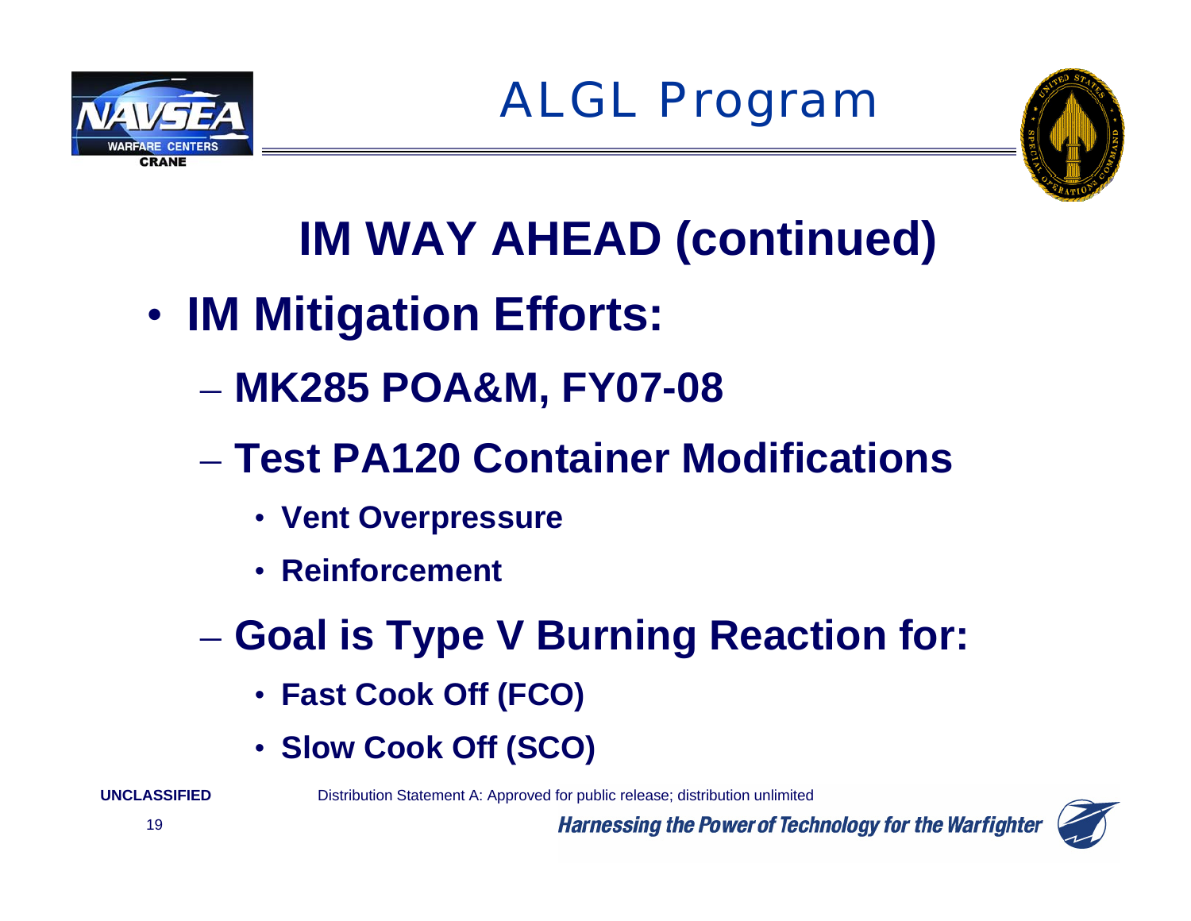# ALGL Program

## IM WAY AHEAD (continued)

- **IM Mitigation Efforts:**
  - **MK285 POA&M, FY07-08**
  - **Test PA120 Container Modifications**
    - **Vent Overpressure**
    - **Reinforcement**
  - **Goal is Type V Burning Reaction for:**
    - **Fast Cook Off (FCO)**
    - **Slow Cook Off (SCO)**

UNCLASSIFIED

Distribution Statement A: Approved for public release; distribution unlimited

*Harnessing the Power of Technology for the Warfighter*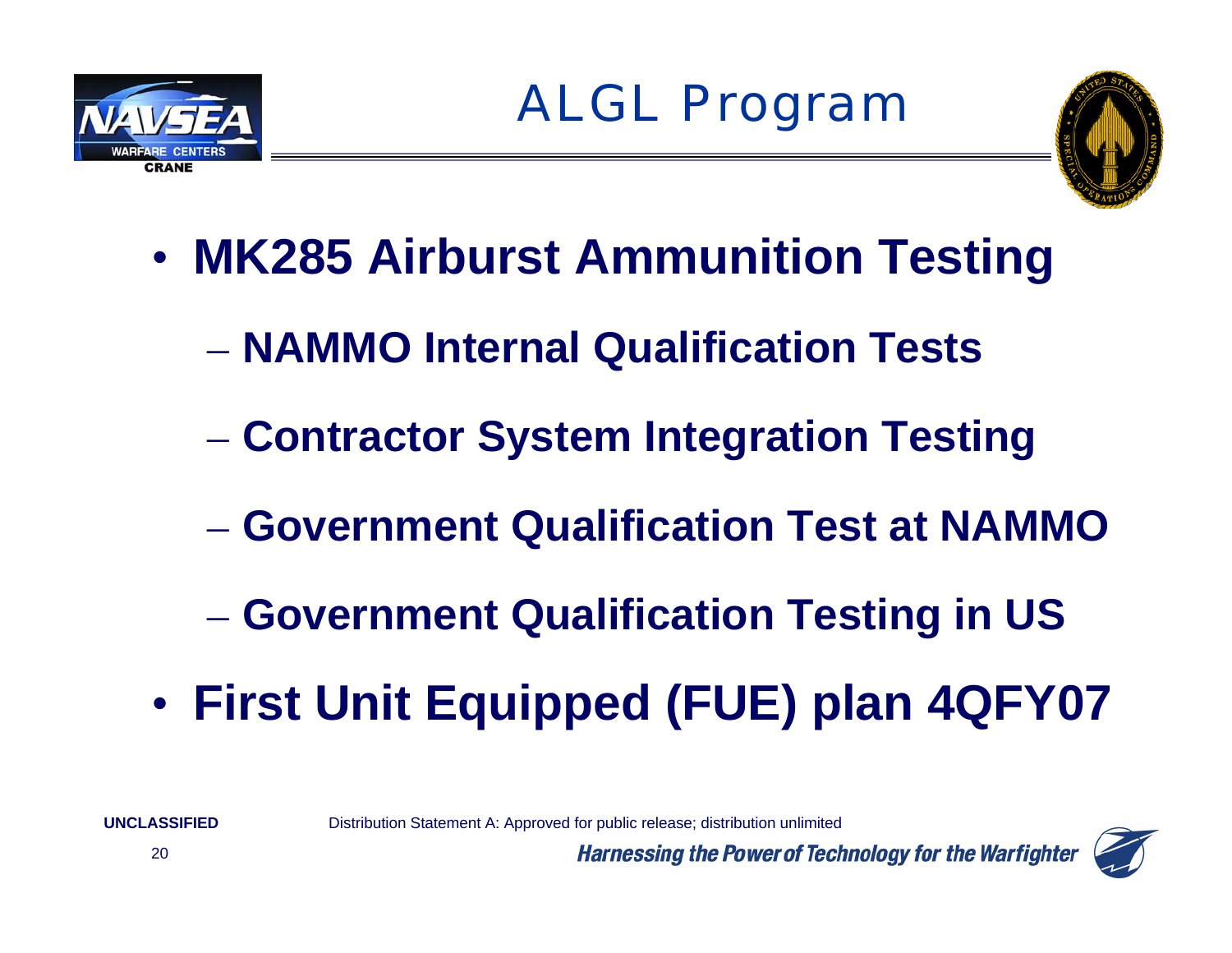# ALGL Program

- **MK285 Airburst Ammunition Testing**
  - **NAMMO Internal Qualification Tests**
  - **Contractor System Integration Testing**
  - **Government Qualification Test at NAMMO**
  - **Government Qualification Testing in US**
- **First Unit Equipped (FUE) plan 4QFY07**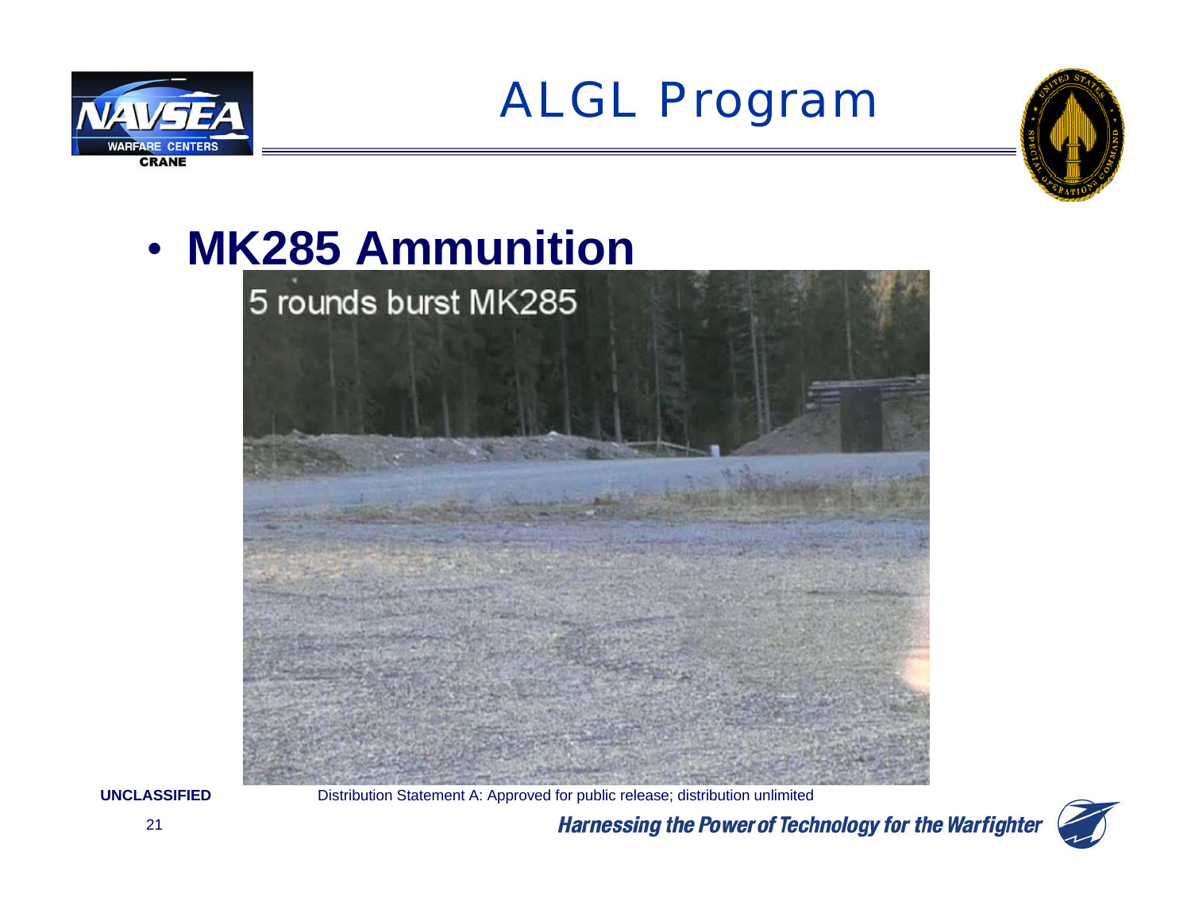# ALGL Program

- **MK285 Ammunition**

5 rounds burst MK285

UNCLASSIFIED

Distribution Statement A: Approved for public release; distribution unlimited

*Harnessing the Power of Technology for the Warfighter*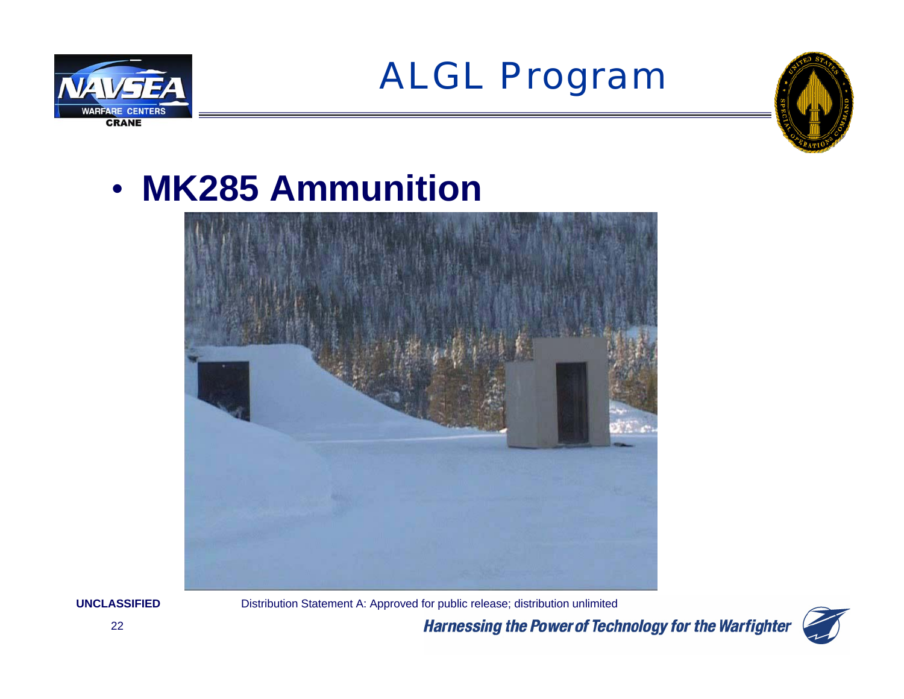# ALGL Program

- **MK285 Ammunition**

UNCLASSIFIED

Distribution Statement A: Approved for public release; distribution unlimited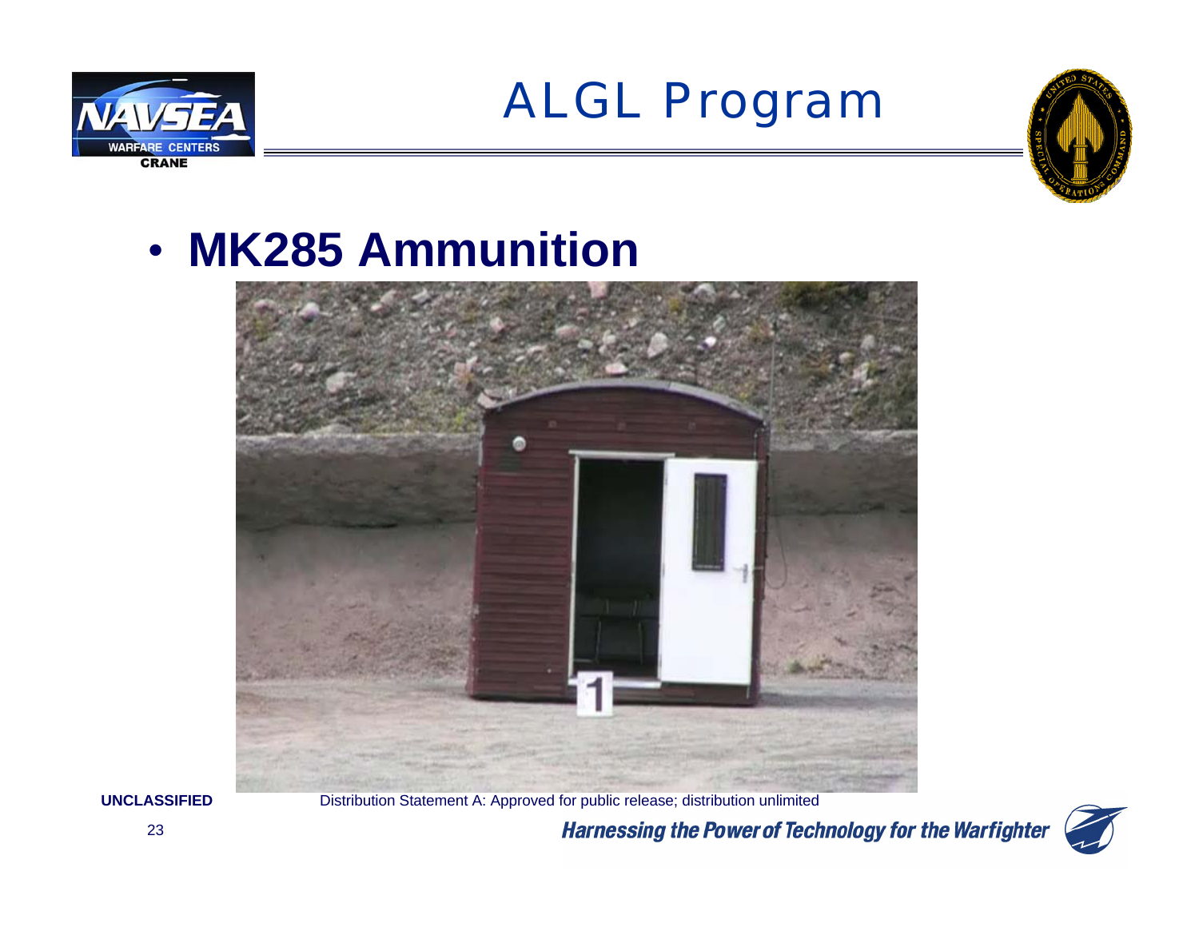# ALGL Program

- **MK285 Ammunition**

UNCLASSIFIED

Distribution Statement A: Approved for public release; distribution unlimited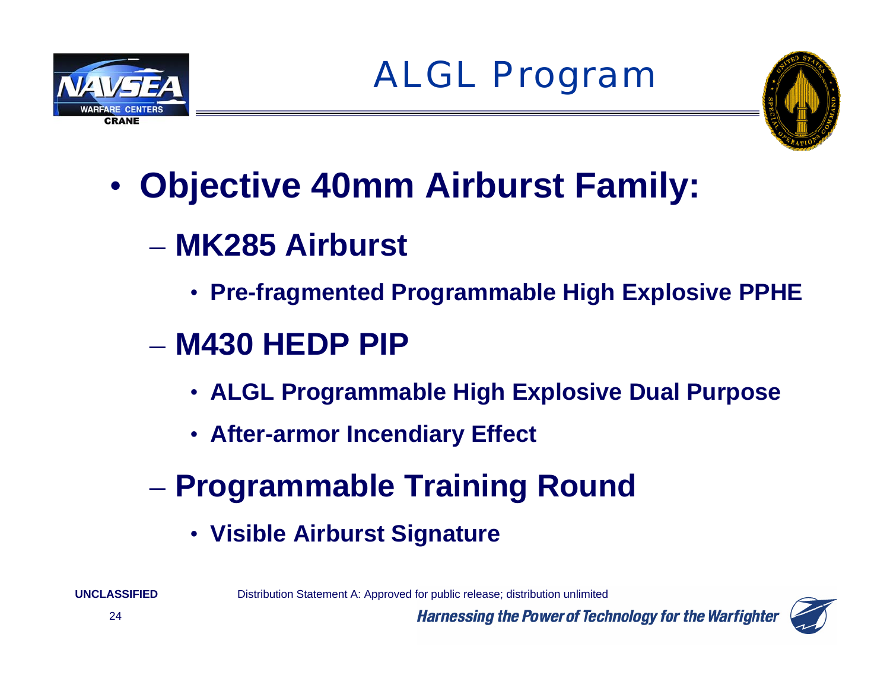# ALGL Program

- **Objective 40mm Airburst Family:**
  - **MK285 Airburst**
    - **Pre-fragmented Programmable High Explosive PPHE**
  - **M430 HEDP PIP**
    - **ALGL Programmable High Explosive Dual Purpose**
    - **After-armor Incendiary Effect**
  - **Programmable Training Round**
    - **Visible Airburst Signature**

UNCLASSIFIED

Distribution Statement A: Approved for public release; distribution unlimited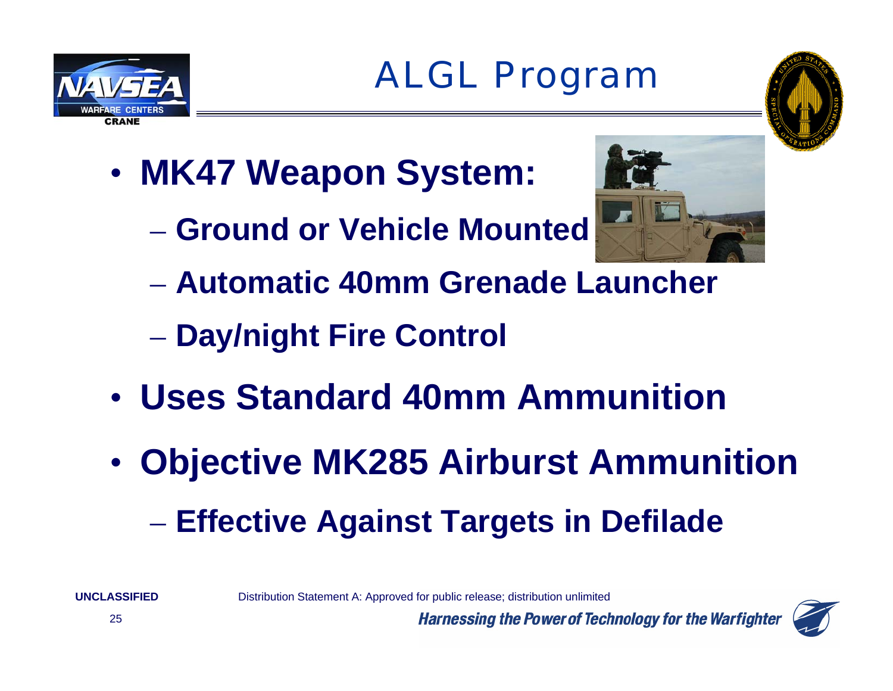# ALGL Program

- **MK47 Weapon System:**
  - **Ground or Vehicle Mounted**
  - **Automatic 40mm Grenade Launcher**
  - **Day/night Fire Control**
- **Uses Standard 40mm Ammunition**
- **Objective MK285 Airburst Ammunition**
  - **Effective Against Targets in Defilade**

**UNCLASSIFIED**

Distribution Statement A: Approved for public release; distribution unlimited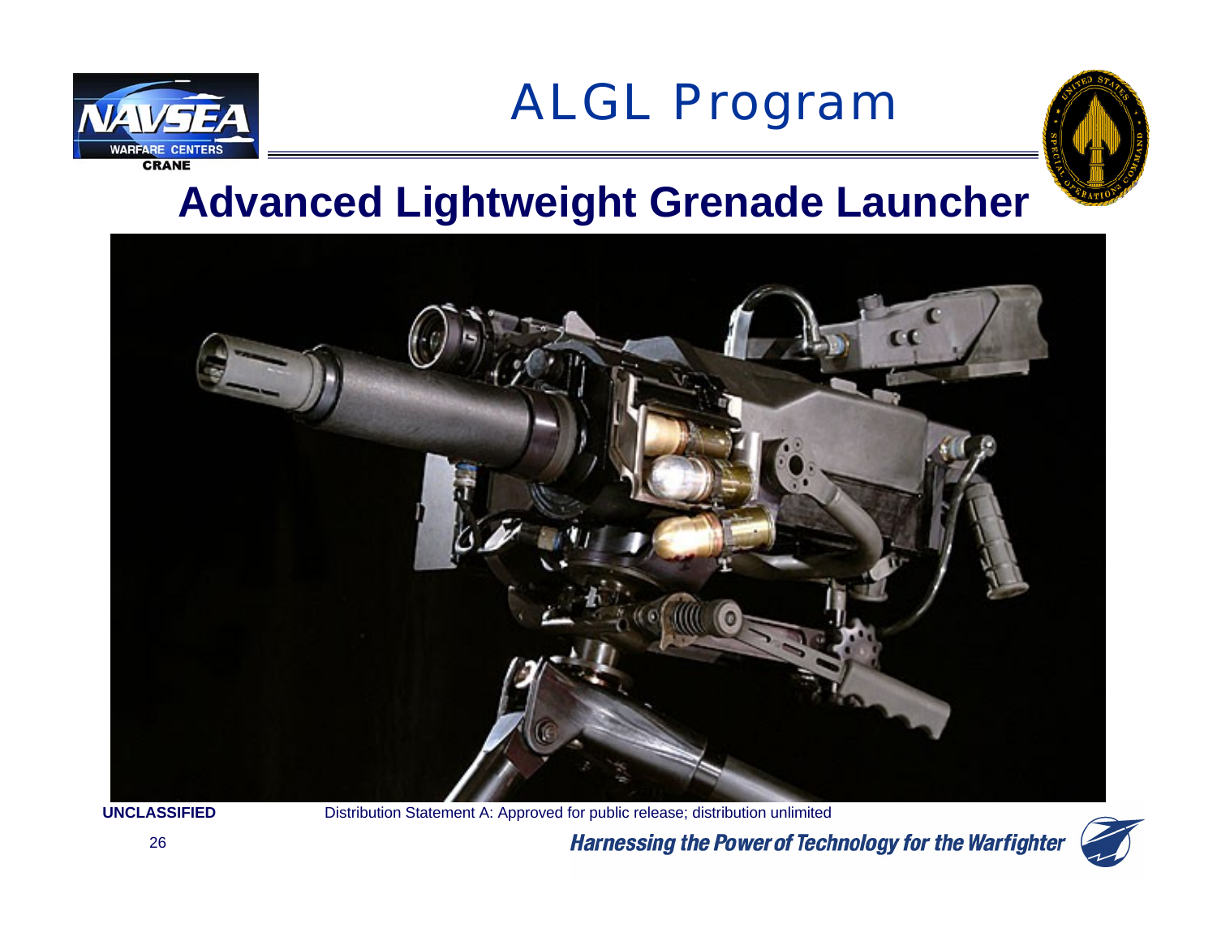# ALGL Program

## Advanced Lightweight Grenade Launcher

UNCLASSIFIED        Distribution Statement A: Approved for public release; distribution unlimited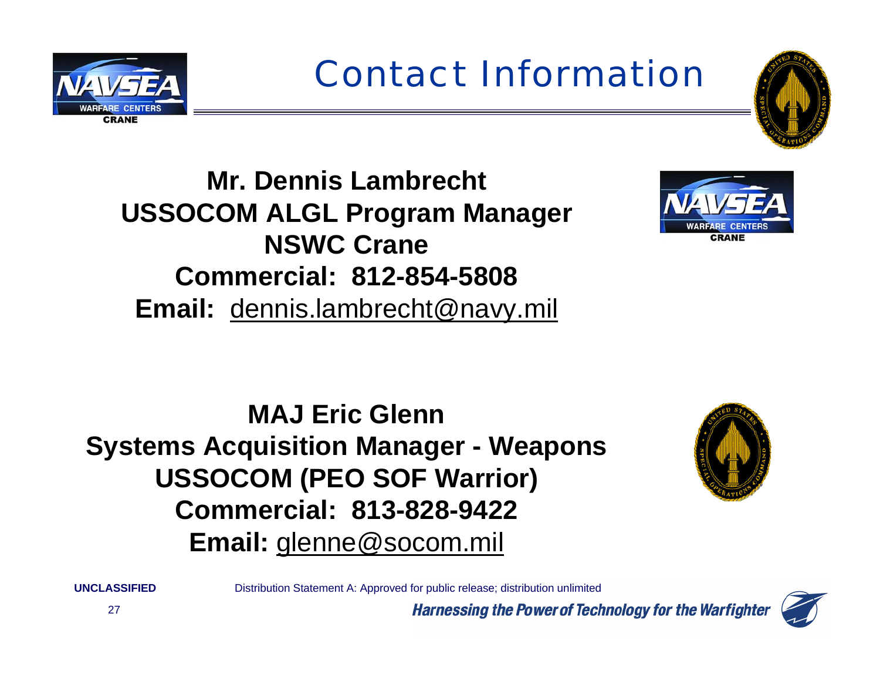# Contact Information

**Mr. Dennis Lambrecht**
**USSOCOM ALGL Program Manager**
**NSWC Crane**
**Commercial: 812-854-5808**
**Email:** dennis.lambrecht@navy.mil

**MAJ Eric Glenn**
**Systems Acquisition Manager - Weapons**
**USSOCOM (PEO SOF Warrior)**
**Commercial: 813-828-9422**
**Email:** glenne@socom.mil

**UNCLASSIFIED**

Distribution Statement A: Approved for public release; distribution unlimited

*Harnessing the Power of Technology for the Warfighter*